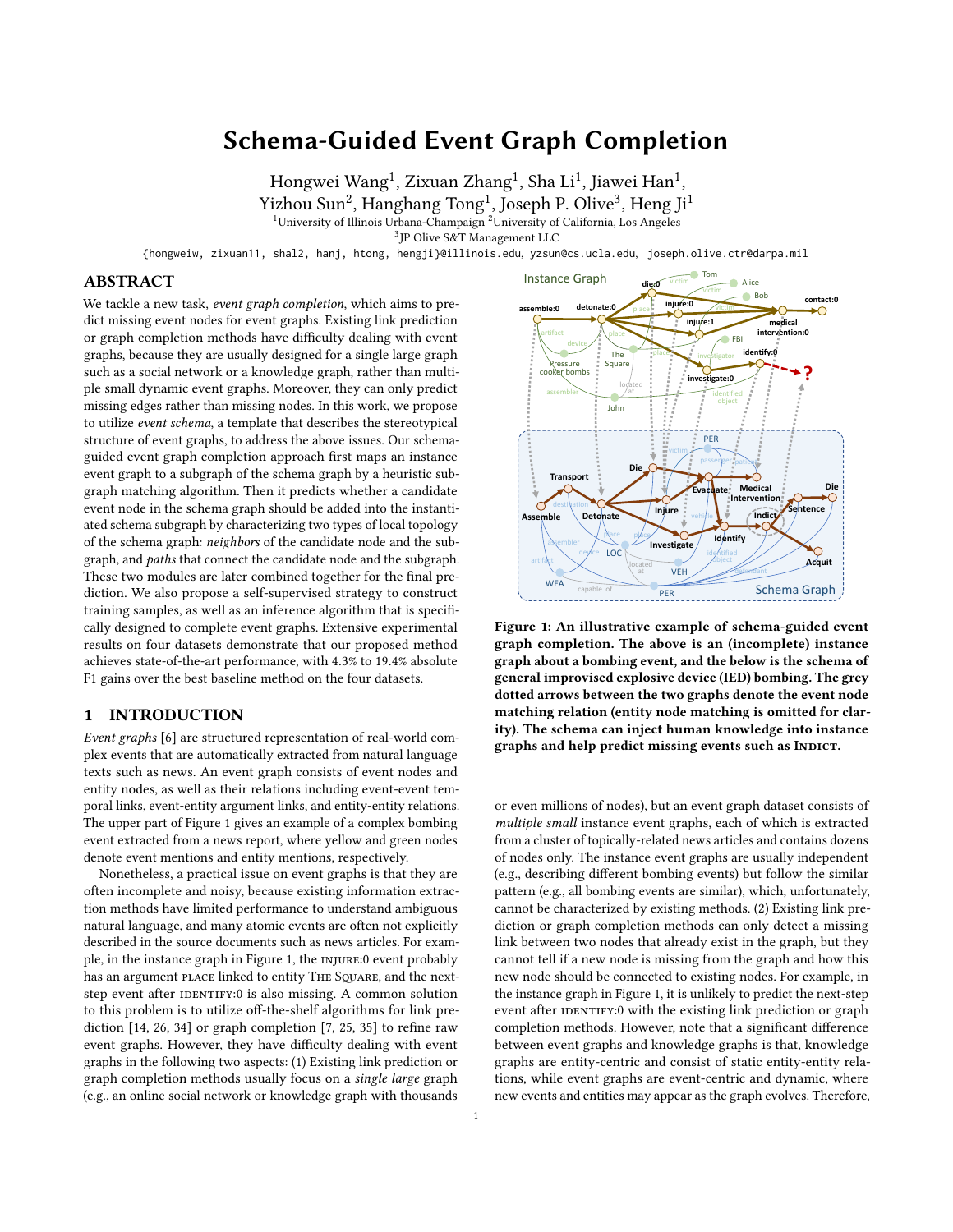# Schema-Guided Event Graph Completion

Hongwei Wang[1], Zixuan Zhang[1], Sha Li[1], Jiawei Han[1],
Yizhou Sun[2], Hanghang Tong[1], Joseph P. Olive[3], Heng Ji[1]

[1]University of Illinois Urbana-Champaign [2]University of California, Los Angeles

[3]JP Olive S&T Management LLC

{hongweiw, zixuan11, shal2, hanj, htong, hengji}@illinois.edu, yzsun@cs.ucla.edu, joseph.olive.ctr@darpa.mil

## ABSTRACT

We tackle a new task, *event graph completion*, which aims to predict missing event nodes for event graphs. Existing link prediction or graph completion methods have difficulty dealing with event graphs, because they are usually designed for a single large graph such as a social network or a knowledge graph, rather than multiple small dynamic event graphs. Moreover, they can only predict missing edges rather than missing nodes. In this work, we propose to utilize *event schema*, a template that describes the stereotypical structure of event graphs, to address the above issues. Our schema-guided event graph completion approach first maps an instance event graph to a subgraph of the schema graph by a heuristic subgraph matching algorithm. Then it predicts whether a candidate event node in the schema graph should be added into the instantiated schema subgraph by characterizing two types of local topology of the schema graph: *neighbors* of the candidate node and the subgraph, and *paths* that connect the candidate node and the subgraph. These two modules are later combined together for the final prediction. We also propose a self-supervised strategy to construct training samples, as well as an inference algorithm that is specifically designed to complete event graphs. Extensive experimental results on four datasets demonstrate that our proposed method achieves state-of-the-art performance, with 4.3% to 19.4% absolute F1 gains over the best baseline method on the four datasets.

**Figure 1: An illustrative example of schema-guided event graph completion. The above is an (incomplete) instance graph about a bombing event, and the below is the schema of general improvised explosive device (IED) bombing. The grey dotted arrows between the two graphs denote the event node matching relation (entity node matching is omitted for clarity). The schema can inject human knowledge into instance graphs and help predict missing events such as INDICT.**

## 1 INTRODUCTION

*Event graphs* [6] are structured representation of real-world complex events that are automatically extracted from natural language texts such as news. An event graph consists of event nodes and entity nodes, as well as their relations including event-event temporal links, event-entity argument links, and entity-entity relations. The upper part of Figure 1 gives an example of a complex bombing event extracted from a news report, where yellow and green nodes denote event mentions and entity mentions, respectively.

Nonetheless, a practical issue on event graphs is that they are often incomplete and noisy, because existing information extraction methods have limited performance to understand ambiguous natural language, and many atomic events are often not explicitly described in the source documents such as news articles. For example, in the instance graph in Figure 1, the INJURE:0 event probably has an argument PLACE linked to entity THE SQUARE, and the next-step event after IDENTIFY:0 is also missing. A common solution to this problem is to utilize off-the-shelf algorithms for link prediction [14, 26, 34] or graph completion [7, 25, 35] to refine raw event graphs. However, they have difficulty dealing with event graphs in the following two aspects: (1) Existing link prediction or graph completion methods usually focus on a *single large* graph (e.g., an online social network or knowledge graph with thousands or even millions of nodes), but an event graph dataset consists of *multiple small* instance event graphs, each of which is extracted from a cluster of topically-related news articles and contains dozens of nodes only. The instance event graphs are usually independent (e.g., describing different bombing events) but follow the similar pattern (e.g., all bombing events are similar), which, unfortunately, cannot be characterized by existing methods. (2) Existing link prediction or graph completion methods can only detect a missing link between two nodes that already exist in the graph, but they cannot tell if a new node is missing from the graph and how this new node should be connected to existing nodes. For example, in the instance graph in Figure 1, it is unlikely to predict the next-step event after IDENTIFY:0 with the existing link prediction or graph completion methods. However, note that a significant difference between event graphs and knowledge graphs is that, knowledge graphs are entity-centric and consist of static entity-entity relations, while event graphs are event-centric and dynamic, where new events and entities may appear as the graph evolves. Therefore,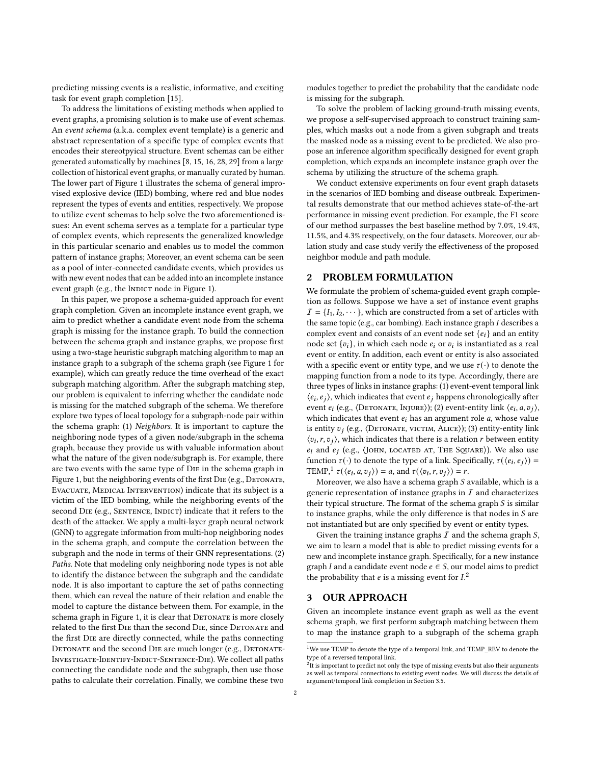predicting missing events is a realistic, informative, and exciting task for event graph completion [15].

To address the limitations of existing methods when applied to event graphs, a promising solution is to make use of event schemas. An *event schema* (a.k.a. complex event template) is a generic and abstract representation of a specific type of complex events that encodes their stereotpyical structure. Event schemas can be either generated automatically by machines [8, 15, 16, 28, 29] from a large collection of historical event graphs, or manually curated by human. The lower part of Figure 1 illustrates the schema of general improvised explosive device (IED) bombing, where red and blue nodes represent the types of events and entities, respectively. We propose to utilize event schemas to help solve the two aforementioned issues: An event schema serves as a template for a particular type of complex events, which represents the generalized knowledge in this particular scenario and enables us to model the common pattern of instance graphs; Moreover, an event schema can be seen as a pool of inter-connected candidate events, which provides us with new event nodes that can be added into an incomplete instance event graph (e.g., the INDICT node in Figure 1).

In this paper, we propose a schema-guided approach for event graph completion. Given an incomplete instance event graph, we aim to predict whether a candidate event node from the schema graph is missing for the instance graph. To build the connection between the schema graph and instance graphs, we propose first using a two-stage heuristic subgraph matching algorithm to map an instance graph to a subgraph of the schema graph (see Figure 1 for example), which can greatly reduce the time overhead of the exact subgraph matching algorithm. After the subgraph matching step, our problem is equivalent to inferring whether the candidate node is missing for the matched subgraph of the schema. We therefore explore two types of local topology for a subgraph-node pair within the schema graph: (1) *Neighbors*. It is important to capture the neighboring node types of a given node/subgraph in the schema graph, because they provide us with valuable information about what the nature of the given node/subgraph is. For example, there are two events with the same type of DIE in the schema graph in Figure 1, but the neighboring events of the first DIE (e.g., DETONATE, EVACUATE, MEDICAL INTERVENTION) indicate that its subject is a victim of the IED bombing, while the neighboring events of the second DIE (e.g., SENTENCE, INDICT) indicate that it refers to the death of the attacker. We apply a multi-layer graph neural network (GNN) to aggregate information from multi-hop neighboring nodes in the schema graph, and compute the correlation between the subgraph and the node in terms of their GNN representations. (2) *Paths*. Note that modeling only neighboring node types is not able to identify the distance between the subgraph and the candidate node. It is also important to capture the set of paths connecting them, which can reveal the nature of their relation and enable the model to capture the distance between them. For example, in the schema graph in Figure 1, it is clear that DETONATE is more closely related to the first DIE than the second DIE, since DETONATE and the first DIE are directly connected, while the paths connecting DETONATE and the second DIE are much longer (e.g., DETONATE-INVESTIGATE-IDENTIFY-INDICT-SENTENCE-DIE). We collect all paths connecting the candidate node and the subgraph, then use those paths to calculate their correlation. Finally, we combine these two modules together to predict the probability that the candidate node is missing for the subgraph.

To solve the problem of lacking ground-truth missing events, we propose a self-supervised approach to construct training samples, which masks out a node from a given subgraph and treats the masked node as a missing event to be predicted. We also propose an inference algorithm specifically designed for event graph completion, which expands an incomplete instance graph over the schema by utilizing the structure of the schema graph.

We conduct extensive experiments on four event graph datasets in the scenarios of IED bombing and disease outbreak. Experimental results demonstrate that our method achieves state-of-the-art performance in missing event prediction. For example, the F1 score of our method surpasses the best baseline method by 7.0%, 19.4%, 11.5%, and 4.3% respectively, on the four datasets. Moreover, our ablation study and case study verify the effectiveness of the proposed neighbor module and path module.

## 2 PROBLEM FORMULATION

We formulate the problem of schema-guided event graph completion as follows. Suppose we have a set of instance event graphs $\mathcal{I} = \{I_1, I_2, \cdots\}$, which are constructed from a set of articles with the same topic (e.g., car bombing). Each instance graph $I$ describes a complex event and consists of an event node set $\{e_i\}$ and an entity node set $\{v_i\}$, in which each node $e_i$ or $v_i$ is instantiated as a real event or entity. In addition, each event or entity is also associated with a specific event or entity type, and we use $\tau(\cdot)$ to denote the mapping function from a node to its type. Accordingly, there are three types of links in instance graphs: (1) event-event temporal link $\langle e_i, e_j \rangle$, which indicates that event $e_j$ happens chronologically after event $e_i$ (e.g., $\langle$DETONATE, INJURE$\rangle$); (2) event-entity link $\langle e_i, a, v_j \rangle$, which indicates that event $e_i$ has an argument role $a$, whose value is entity $v_j$ (e.g., $\langle$DETONATE, VICTIM, ALICE$\rangle$); (3) entity-entity link $\langle v_i, r, v_j \rangle$, which indicates that there is a relation $r$ between entity $e_i$ and $e_j$ (e.g., $\langle$JOHN, LOCATED AT, THE SQUARE$\rangle$). We also use function $\tau(\cdot)$ to denote the type of a link. Specifically, $\tau(\langle e_i, e_j \rangle) =$ TEMP,[1] $\tau(\langle e_i, a, v_j \rangle) = a$, and $\tau(\langle v_i, r, v_j \rangle) = r$.

Moreover, we also have a schema graph $S$ available, which is a generic representation of instance graphs in $\mathcal{I}$ and characterizes their typical structure. The format of the schema graph $S$ is similar to instance graphs, while the only difference is that nodes in $S$ are not instantiated but are only specified by event or entity types.

Given the training instance graphs $\mathcal{I}$ and the schema graph $S$, we aim to learn a model that is able to predict missing events for a new and incomplete instance graph. Specifically, for a new instance graph $I$ and a candidate event node $e \in S$, our model aims to predict the probability that $e$ is a missing event for $I$.[2]

## 3 OUR APPROACH

Given an incomplete instance event graph as well as the event schema graph, we first perform subgraph matching between them to map the instance graph to a subgraph of the schema graph

[1] We use TEMP to denote the type of a temporal link, and TEMP_REV to denote the type of a reversed temporal link.

[2] It is important to predict not only the type of missing events but also their arguments as well as temporal connections to existing event nodes. We will discuss the details of argument/temporal link completion in Section 3.5.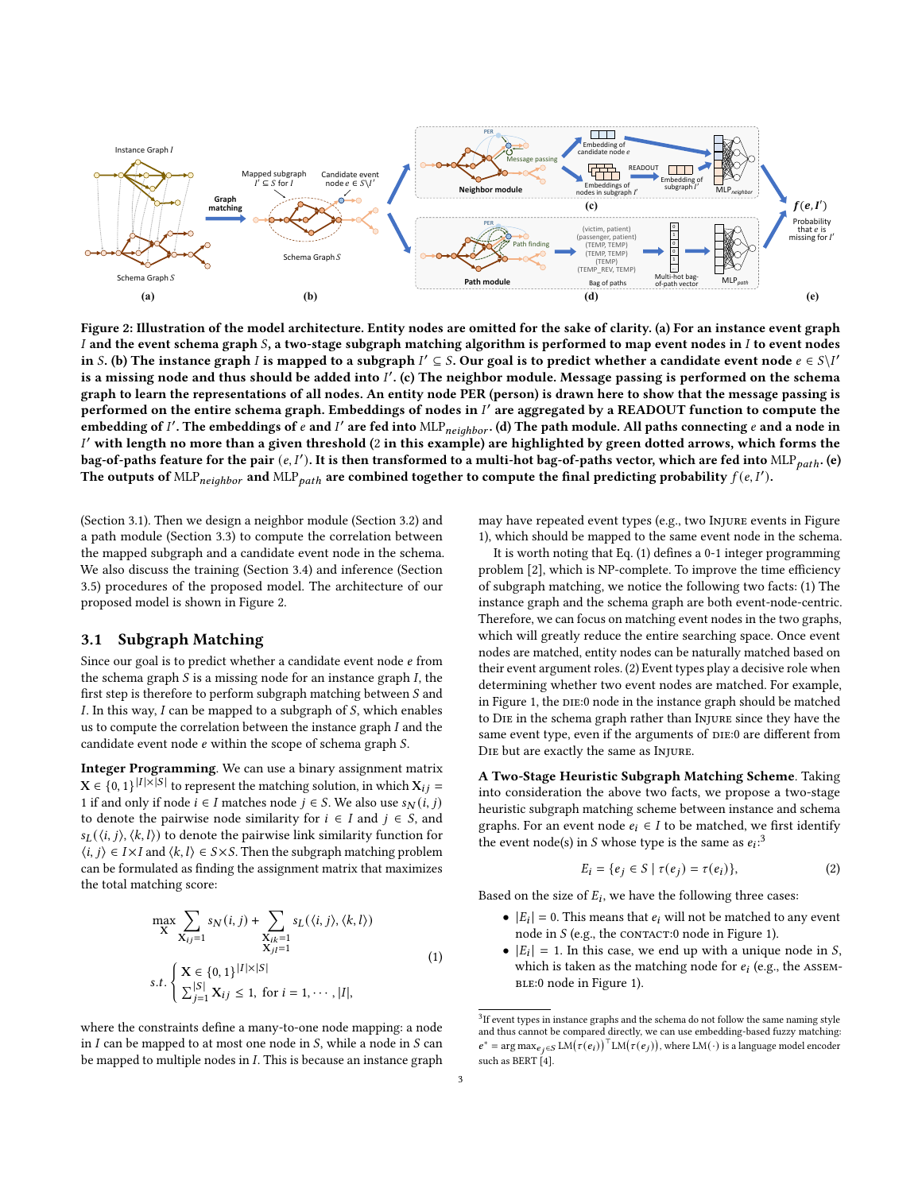Figure 2: Illustration of the model architecture. Entity nodes are omitted for the sake of clarity. (a) For an instance event graph $I$ and the event schema graph $S$, a two-stage subgraph matching algorithm is performed to map event nodes in $I$ to event nodes in $S$. (b) The instance graph $I$ is mapped to a subgraph $I' \subseteq S$. Our goal is to predict whether a candidate event node $e \in S \backslash I'$ is a missing node and thus should be added into $I'$. (c) The neighbor module. Message passing is performed on the schema graph to learn the representations of all nodes. An entity node PER (person) is drawn here to show that the message passing is performed on the entire schema graph. Embeddings of nodes in $I'$ are aggregated by a READOUT function to compute the embedding of $I'$. The embeddings of $e$ and $I'$ are fed into $\text{MLP}_{neighbor}$. (d) The path module. All paths connecting $e$ and a node in $I'$ with length no more than a given threshold (2 in this example) are highlighted by green dotted arrows, which forms the bag-of-paths feature for the pair $(e, I')$. It is then transformed to a multi-hot bag-of-paths vector, which are fed into $\text{MLP}_{path}$. (e) The outputs of $\text{MLP}_{neighbor}$ and $\text{MLP}_{path}$ are combined together to compute the final predicting probability $f(e, I')$.

(Section 3.1). Then we design a neighbor module (Section 3.2) and a path module (Section 3.3) to compute the correlation between the mapped subgraph and a candidate event node in the schema. We also discuss the training (Section 3.4) and inference (Section 3.5) procedures of the proposed model. The architecture of our proposed model is shown in Figure 2.

## 3.1 Subgraph Matching

Since our goal is to predict whether a candidate event node $e$ from the schema graph $S$ is a missing node for an instance graph $I$, the first step is therefore to perform subgraph matching between $S$ and $I$. In this way, $I$ can be mapped to a subgraph of $S$, which enables us to compute the correlation between the instance graph $I$ and the candidate event node $e$ within the scope of schema graph $S$.

**Integer Programming**. We can use a binary assignment matrix $\mathbf{X} \in \{0, 1\}^{|I| \times |S|}$ to represent the matching solution, in which $\mathbf{X}_{ij} = 1$ if and only if node $i \in I$ matches node $j \in S$. We also use $s_N(i, j)$ to denote the pairwise node similarity for $i \in I$ and $j \in S$, and $s_L(\langle i, j \rangle, \langle k, l \rangle)$ to denote the pairwise link similarity function for $\langle i, j \rangle \in I \times I$ and $\langle k, l \rangle \in S \times S$. Then the subgraph matching problem can be formulated as finding the assignment matrix that maximizes the total matching score:

$$
\begin{aligned}
&\max_{\mathbf{X}} \sum_{\mathbf{X}_{ij}=1} s_N(i, j) + \sum_{\substack{\mathbf{X}_{ik}=1 \\ \mathbf{X}_{jl}=1}} s_L(\langle i, j \rangle, \langle k, l \rangle) \\
&s.t. \begin{cases} \mathbf{X} \in \{0, 1\}^{|I| \times |S|} \\ \sum_{j=1}^{|S|} \mathbf{X}_{ij} \leq 1, \text{ for } i = 1, \cdots, |I|, \end{cases}
\end{aligned}
\tag{1}
$$

where the constraints define a many-to-one node mapping: a node in $I$ can be mapped to at most one node in $S$, while a node in $S$ can be mapped to multiple nodes in $I$. This is because an instance graph may have repeated event types (e.g., two INJURE events in Figure 1), which should be mapped to the same event node in the schema.

It is worth noting that Eq. (1) defines a 0-1 integer programming problem [2], which is NP-complete. To improve the time efficiency of subgraph matching, we notice the following two facts: (1) The instance graph and the schema graph are both event-node-centric. Therefore, we can focus on matching event nodes in the two graphs, which will greatly reduce the entire searching space. Once event nodes are matched, entity nodes can be naturally matched based on their event argument roles. (2) Event types play a decisive role when determining whether two event nodes are matched. For example, in Figure 1, the DIE:0 node in the instance graph should be matched to DIE in the schema graph rather than INJURE since they have the same event type, even if the arguments of DIE:0 are different from DIE but are exactly the same as INJURE.

**A Two-Stage Heuristic Subgraph Matching Scheme**. Taking into consideration the above two facts, we propose a two-stage heuristic subgraph matching scheme between instance and schema graphs. For an event node $e_i \in I$ to be matched, we first identify the event node(s) in $S$ whose type is the same as $e_i$:[3]

$$
E_i = \{e_j \in S \mid \tau(e_j) = \tau(e_i)\},
\tag{2}
$$

Based on the size of $E_i$, we have the following three cases:

- $|E_i| = 0$. This means that $e_i$ will not be matched to any event node in $S$ (e.g., the CONTACT:0 node in Figure 1).
- $|E_i| = 1$. In this case, we end up with a unique node in $S$, which is taken as the matching node for $e_i$ (e.g., the ASSEMBLE:0 node in Figure 1).

[3] If event types in instance graphs and the schema do not follow the same naming style and thus cannot be compared directly, we can use embedding-based fuzzy matching: $e^* = \arg\max_{e_j \in S} \text{LM}(\tau(e_i))^\top \text{LM}(\tau(e_j))$, where $\text{LM}(\cdot)$ is a language model encoder such as BERT [4].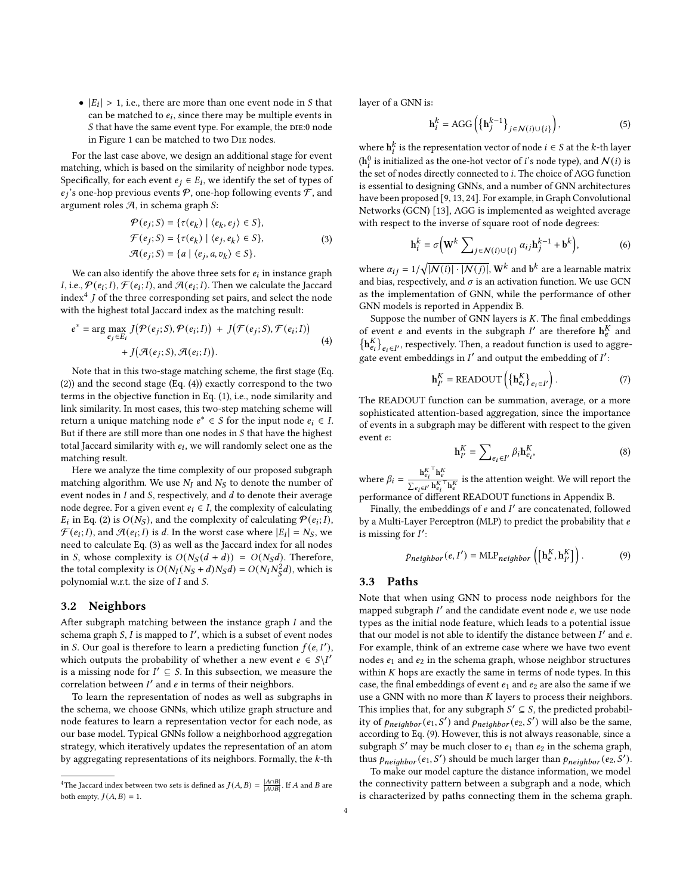- $|E_i| > 1$, i.e., there are more than one event node in $S$ that can be matched to $e_i$, since there may be multiple events in $S$ that have the same event type. For example, the DIE:0 node in Figure 1 can be matched to two DIE nodes.

For the last case above, we design an additional stage for event matching, which is based on the similarity of neighbor node types. Specifically, for each event $e_j \in E_i$, we identify the set of types of $e_j$'s one-hop previous events $\mathcal{P}$, one-hop following events $\mathcal{F}$, and argument roles $\mathcal{A}$, in schema graph $S$:

$$\begin{aligned} \mathcal{P}(e_j; S) &= \{\tau(e_k) \mid \langle e_k, e_j \rangle \in S\}, \\ \mathcal{F}(e_j; S) &= \{\tau(e_k) \mid \langle e_j, e_k \rangle \in S\}, \\ \mathcal{A}(e_j; S) &= \{a \mid \langle e_j, a, v_k \rangle \in S\}. \end{aligned} \tag{3}$$

We can also identify the above three sets for $e_i$ in instance graph $I$, i.e., $\mathcal{P}(e_i; I)$, $\mathcal{F}(e_i; I)$, and $\mathcal{A}(e_i; I)$. Then we calculate the Jaccard index[4] $J$ of the three corresponding set pairs, and select the node with the highest total Jaccard index as the matching result:

$$\begin{aligned} e^* = \arg\max_{e_j \in E_i} \; & J\big(\mathcal{P}(e_j; S), \mathcal{P}(e_i; I)\big) + J\big(\mathcal{F}(e_j; S), \mathcal{F}(e_i; I)\big) \\ & + J\big(\mathcal{A}(e_j; S), \mathcal{A}(e_i; I)\big). \end{aligned} \tag{4}$$

Note that in this two-stage matching scheme, the first stage (Eq. (2)) and the second stage (Eq. (4)) exactly correspond to the two terms in the objective function in Eq. (1), i.e., node similarity and link similarity. In most cases, this two-step matching scheme will return a unique matching node $e^* \in S$ for the input node $e_i \in I$. But if there are still more than one nodes in $S$ that have the highest total Jaccard similarity with $e_i$, we will randomly select one as the matching result.

Here we analyze the time complexity of our proposed subgraph matching algorithm. We use $N_I$ and $N_S$ to denote the number of event nodes in $I$ and $S$, respectively, and $d$ to denote their average node degree. For a given event $e_i \in I$, the complexity of calculating $E_i$ in Eq. (2) is $O(N_S)$, and the complexity of calculating $\mathcal{P}(e_i; I)$, $\mathcal{F}(e_i; I)$, and $\mathcal{A}(e_i; I)$ is $d$. In the worst case where $|E_i| = N_S$, we need to calculate Eq. (3) as well as the Jaccard index for all nodes in $S$, whose complexity is $O(N_S(d+d)) = O(N_S d)$. Therefore, the total complexity is $O(N_I(N_S + d)N_S d) = O(N_I N_S^2 d)$, which is polynomial w.r.t. the size of $I$ and $S$.

## 3.2 Neighbors

After subgraph matching between the instance graph $I$ and the schema graph $S$, $I$ is mapped to $I'$, which is a subset of event nodes in $S$. Our goal is therefore to learn a predicting function $f(e, I')$, which outputs the probability of whether a new event $e \in S \backslash I'$ is a missing node for $I' \subseteq S$. In this subsection, we measure the correlation between $I'$ and $e$ in terms of their neighbors.

To learn the representation of nodes as well as subgraphs in the schema, we choose GNNs, which utilize graph structure and node features to learn a representation vector for each node, as our base model. Typical GNNs follow a neighborhood aggregation strategy, which iteratively updates the representation of an atom by aggregating representations of its neighbors. Formally, the $k$-th layer of a GNN is:

$$\mathbf{h}_i^k = \text{AGG}\left(\left\{\mathbf{h}_j^{k-1}\right\}_{j \in \mathcal{N}(i) \cup \{i\}}\right), \tag{5}$$

where $\mathbf{h}_i^k$ is the representation vector of node $i \in S$ at the $k$-th layer ($\mathbf{h}_i^0$ is initialized as the one-hot vector of $i$'s node type), and $\mathcal{N}(i)$ is the set of nodes directly connected to $i$. The choice of AGG function is essential to designing GNNs, and a number of GNN architectures have been proposed [9, 13, 24]. For example, in Graph Convolutional Networks (GCN) [13], AGG is implemented as weighted average with respect to the inverse of square root of node degrees:

$$\mathbf{h}_i^k = \sigma\Big(\mathbf{W}^k \sum\nolimits_{j \in \mathcal{N}(i) \cup \{i\}} \alpha_{ij} \mathbf{h}_j^{k-1} + \mathbf{b}^k\Big), \tag{6}$$

where $\alpha_{ij} = 1/\sqrt{|\mathcal{N}(i)| \cdot |\mathcal{N}(j)|}$, $\mathbf{W}^k$ and $\mathbf{b}^k$ are a learnable matrix and bias, respectively, and $\sigma$ is an activation function. We use GCN as the implementation of GNN, while the performance of other GNN models is reported in Appendix B.

Suppose the number of GNN layers is $K$. The final embeddings of event $e$ and events in the subgraph $I'$ are therefore $\mathbf{h}_e^K$ and $\left\{\mathbf{h}_{e_i}^K\right\}_{e_i \in I'}$, respectively. Then, a readout function is used to aggregate event embeddings in $I'$ and output the embedding of $I'$:

$$\mathbf{h}_{I'}^K = \text{READOUT}\left(\left\{\mathbf{h}_{e_i}^K\right\}_{e_i \in I'}\right). \tag{7}$$

The READOUT function can be summation, average, or a more sophisticated attention-based aggregation, since the importance of events in a subgraph may be different with respect to the given event $e$:

$$\mathbf{h}_{I'}^K = \sum\nolimits_{e_i \in I'} \beta_i \mathbf{h}_{e_i}^K, \tag{8}$$

where $\beta_i = \frac{{\mathbf{h}_{e_i}^K}^\top \mathbf{h}_e^K}{\sum_{e_i \in I'} {\mathbf{h}_{e_i}^K}^\top \mathbf{h}_e^K}$ is the attention weight. We will report the performance of different READOUT functions in Appendix B.

Finally, the embeddings of $e$ and $I'$ are concatenated, followed by a Multi-Layer Perceptron (MLP) to predict the probability that $e$ is missing for $I'$:

$$p_{neighbor}(e, I') = \text{MLP}_{neighbor}\left(\left[\mathbf{h}_e^K, \mathbf{h}_{I'}^K\right]\right). \tag{9}$$

## 3.3 Paths

Note that when using GNN to process node neighbors for the mapped subgraph $I'$ and the candidate event node $e$, we use node types as the initial node feature, which leads to a potential issue that our model is not able to identify the distance between $I'$ and $e$. For example, think of an extreme case where we have two event nodes $e_1$ and $e_2$ in the schema graph, whose neighbor structures within $K$ hops are exactly the same in terms of node types. In this case, the final embeddings of event $e_1$ and $e_2$ are also the same if we use a GNN with no more than $K$ layers to process their neighbors. This implies that, for any subgraph $S' \subseteq S$, the predicted probability of $p_{neighbor}(e_1, S')$ and $p_{neighbor}(e_2, S')$ will also be the same, according to Eq. (9). However, this is not always reasonable, since a subgraph $S'$ may be much closer to $e_1$ than $e_2$ in the schema graph, thus $p_{neighbor}(e_1, S')$ should be much larger than $p_{neighbor}(e_2, S')$.

To make our model capture the distance information, we model the connectivity pattern between a subgraph and a node, which is characterized by paths connecting them in the schema graph.

[4] The Jaccard index between two sets is defined as $J(A, B) = \frac{|A \cap B|}{|A \cup B|}$. If $A$ and $B$ are both empty, $J(A, B) = 1$.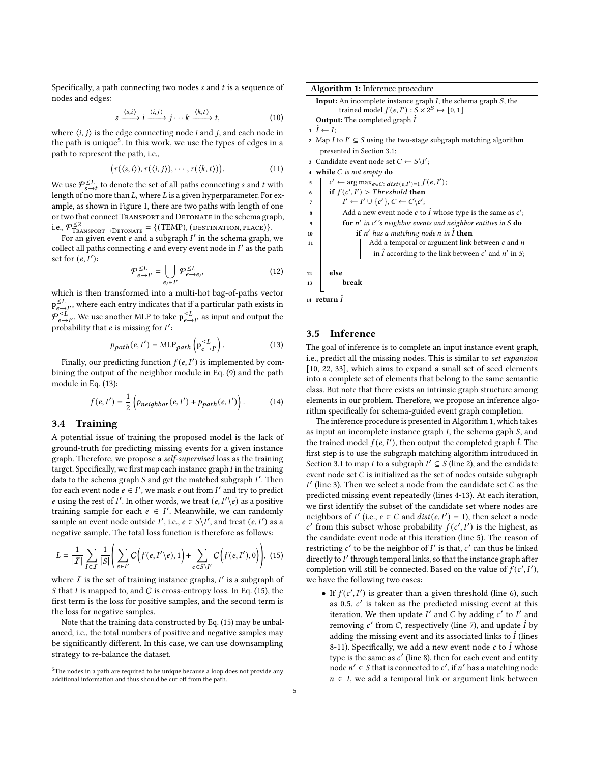Specifically, a path connecting two nodes $s$ and $t$ is a sequence of nodes and edges:

$$s \xrightarrow{\langle s,i \rangle} i \xrightarrow{\langle i,j \rangle} j \cdots k \xrightarrow{\langle k,t \rangle} t, \tag{10}$$

where $\langle i, j \rangle$ is the edge connecting node $i$ and $j$, and each node in the path is unique[5]. In this work, we use the types of edges in a path to represent the path, i.e.,

$$\big(\tau(\langle s, i \rangle), \tau(\langle i, j \rangle), \cdots, \tau(\langle k, t \rangle)\big). \tag{11}$$

We use $\mathcal{P}^{\leq L}_{s \to t}$ to denote the set of all paths connecting $s$ and $t$ with length of no more than $L$, where $L$ is a given hyperparameter. For example, as shown in Figure 1, there are two paths with length of one or two that connect Transport and Detonate in the schema graph, i.e., $\mathcal{P}^{\leq 2}_{\text{Transport} \to \text{Detonate}} = \{(\text{TEMP}), (\text{DESTINATION}, \text{PLACE})\}$.

For an given event $e$ and a subgraph $I'$ in the schema graph, we collect all paths connecting $e$ and every event node in $I'$ as the path set for $(e, I')$:

$$\mathcal{P}^{\leq L}_{e \to I'} = \bigcup_{e_i \in I'} \mathcal{P}^{\leq L}_{e \to e_i}, \tag{12}$$

which is then transformed into a multi-hot bag-of-paths vector $\mathbf{p}^{\leq L}_{e \to I'}$, where each entry indicates that if a particular path exists in $\mathcal{P}^{\leq L}_{e \to I'}$. We use another MLP to take $\mathbf{p}^{\leq L}_{e \to I'}$ as input and output the probability that $e$ is missing for $I'$:

$$p_{path}(e, I') = \text{MLP}_{path}\left(\mathbf{p}^{\leq L}_{e \to I'}\right). \tag{13}$$

Finally, our predicting function $f(e, I')$ is implemented by combining the output of the neighbor module in Eq. (9) and the path module in Eq. (13):

$$f(e, I') = \frac{1}{2}\left(p_{neighbor}(e, I') + p_{path}(e, I')\right). \tag{14}$$

## 3.4 Training

A potential issue of training the proposed model is the lack of ground-truth for predicting missing events for a given instance graph. Therefore, we propose a *self-supervised* loss as the training target. Specifically, we first map each instance graph $I$ in the training data to the schema graph $S$ and get the matched subgraph $I'$. Then for each event node $e \in I'$, we mask $e$ out from $I'$ and try to predict $e$ using the rest of $I'$. In other words, we treat $(e, I' \backslash e)$ as a positive training sample for each $e \in I'$. Meanwhile, we can randomly sample an event node outside $I'$, i.e., $e \in S \backslash I'$, and treat $(e, I')$ as a negative sample. The total loss function is therefore as follows:

$$L = \frac{1}{|\mathcal{I}|} \sum_{I \in \mathcal{I}} \frac{1}{|S|} \left( \sum_{e \in I'} C\Big(f(e, I' \backslash e), 1\Big) + \sum_{e \in S \backslash I'} C\Big(f(e, I'), 0\Big) \right), \tag{15}$$

where $\mathcal{I}$ is the set of training instance graphs, $I'$ is a subgraph of $S$ that $I$ is mapped to, and $C$ is cross-entropy loss. In Eq. (15), the first term is the loss for positive samples, and the second term is the loss for negative samples.

Note that the training data constructed by Eq. (15) may be unbalanced, i.e., the total numbers of positive and negative samples may be significantly different. In this case, we can use downsampling strategy to re-balance the dataset.

[5] The nodes in a path are required to be unique because a loop does not provide any additional information and thus should be cut off from the path.

**Algorithm 1:** Inference procedure

```
Input: An incomplete instance graph I, the schema graph S, the
       trained model f(e, I') : S × 2^S ↦ [0, 1]
Output: The completed graph Î
1  Î ← I;
2  Map I to I' ⊆ S using the two-stage subgraph matching algorithm
   presented in Section 3.1;
3  Candidate event node set C ← S\I';
4  while C is not empty do
5      c' ← arg max_{e∈C: dist(e,I')=1} f(e, I');
6      if f(c', I') > Threshold then
7          I' ← I' ∪ {c'}, C ← C\c';
8          Add a new event node c to Î whose type is the same as c';
9          for n' in c''s neighbor events and neighbor entities in S do
10             if n' has a matching node n in Î then
11                 Add a temporal or argument link between c and n
                   in Î according to the link between c' and n' in S;
12     else
13         break
14 return Î
```

## 3.5 Inference

The goal of inference is to complete an input instance event graph, i.e., predict all the missing nodes. This is similar to *set expansion* [10, 22, 33], which aims to expand a small set of seed elements into a complete set of elements that belong to the same semantic class. But note that there exists an intrinsic graph structure among elements in our problem. Therefore, we propose an inference algorithm specifically for schema-guided event graph completion.

The inference procedure is presented in Algorithm 1, which takes as input an incomplete instance graph $I$, the schema gaph $S$, and the trained model $f(e, I')$, then output the completed graph $\hat{I}$. The first step is to use the subgraph matching algorithm introduced in Section 3.1 to map $I$ to a subgraph $I' \subseteq S$ (line 2), and the candidate event node set $C$ is initialized as the set of nodes outside subgraph $I'$ (line 3). Then we select a node from the candidate set $C$ as the predicted missing event repeatedly (lines 4-13). At each iteration, we first identify the subset of the candidate set where nodes are neighbors of $I'$ (i.e., $e \in C$ and $dist(e, I') = 1$), then select a node $c'$ from this subset whose probability $f(c', I')$ is the highest, as the candidate event node at this iteration (line 5). The reason of restricting $c'$ to be the neighbor of $I'$ is that, $c'$ can thus be linked directly to $I'$ through temporal links, so that the instance graph after completion will still be connected. Based on the value of $f(c', I')$, we have the following two cases:

- If $f(c', I')$ is greater than a given threshold (line 6), such as 0.5, $c'$ is taken as the predicted missing event at this iteration. We then update $I'$ and $C$ by adding $c'$ to $I'$ and removing $c'$ from $C$, respectively (line 7), and update $\hat{I}$ by adding the missing event and its associated links to $\hat{I}$ (lines 8-11). Specifically, we add a new event node $c$ to $\hat{I}$ whose type is the same as $c'$ (line 8), then for each event and entity node $n' \in S$ that is connected to $c'$, if $n'$ has a matching node $n \in I$, we add a temporal link or argument link between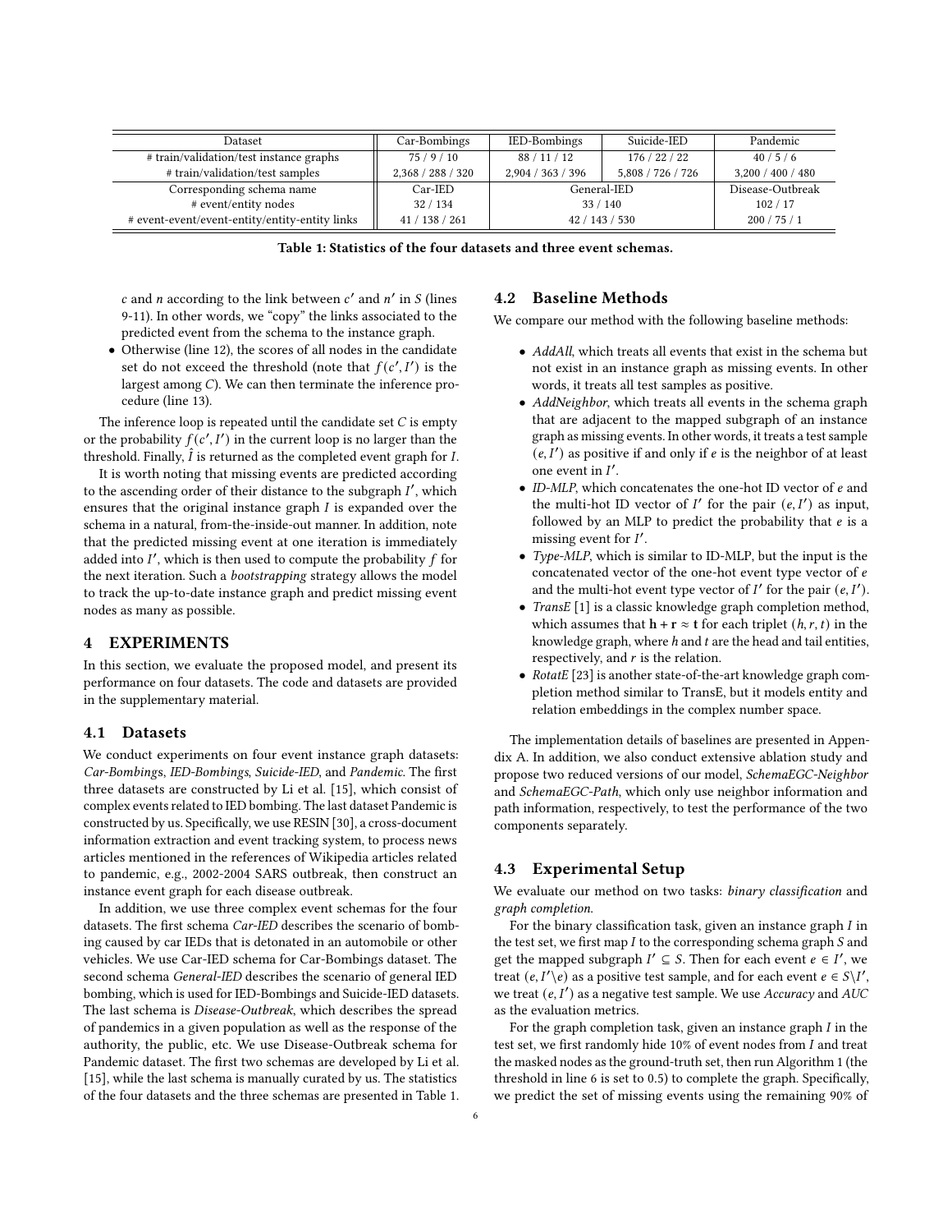| Dataset | Car-Bombings | IED-Bombings | Suicide-IED | Pandemic |
|---|---|---|---|---|
| # train/validation/test instance graphs | 75 / 9 / 10 | 88 / 11 / 12 | 176 / 22 / 22 | 40 / 5 / 6 |
| # train/validation/test samples | 2,368 / 288 / 320 | 2,904 / 363 / 396 | 5,808 / 726 / 726 | 3,200 / 400 / 480 |
| Corresponding schema name | Car-IED | General-IED | | Disease-Outbreak |
| # event/entity nodes | 32 / 134 | 33 / 140 | | 102 / 17 |
| # event-event/event-entity/entity-entity links | 41 / 138 / 261 | 42 / 143 / 530 | | 200 / 75 / 1 |

**Table 1: Statistics of the four datasets and three event schemas.**

$c$ and $n$ according to the link between $c'$ and $n'$ in $S$ (lines 9-11). In other words, we "copy" the links associated to the predicted event from the schema to the instance graph.

- Otherwise (line 12), the scores of all nodes in the candidate set do not exceed the threshold (note that $f(c', I')$ is the largest among $C$). We can then terminate the inference procedure (line 13).

The inference loop is repeated until the candidate set $C$ is empty or the probability $f(c', I')$ in the current loop is no larger than the threshold. Finally, $\hat{I}$ is returned as the completed event graph for $I$.

It is worth noting that missing events are predicted according to the ascending order of their distance to the subgraph $I'$, which ensures that the original instance graph $I$ is expanded over the schema in a natural, from-the-inside-out manner. In addition, note that the predicted missing event at one iteration is immediately added into $I'$, which is then used to compute the probability $f$ for the next iteration. Such a *bootstrapping* strategy allows the model to track the up-to-date instance graph and predict missing event nodes as many as possible.

## 4 EXPERIMENTS

In this section, we evaluate the proposed model, and present its performance on four datasets. The code and datasets are provided in the supplementary material.

### 4.1 Datasets

We conduct experiments on four event instance graph datasets: *Car-Bombings*, *IED-Bombings*, *Suicide-IED*, and *Pandemic*. The first three datasets are constructed by Li et al. [15], which consist of complex events related to IED bombing. The last dataset Pandemic is constructed by us. Specifically, we use RESIN [30], a cross-document information extraction and event tracking system, to process news articles mentioned in the references of Wikipedia articles related to pandemic, e.g., 2002-2004 SARS outbreak, then construct an instance event graph for each disease outbreak.

In addition, we use three complex event schemas for the four datasets. The first schema *Car-IED* describes the scenario of bombing caused by car IEDs that is detonated in an automobile or other vehicles. We use Car-IED schema for Car-Bombings dataset. The second schema *General-IED* describes the scenario of general IED bombing, which is used for IED-Bombings and Suicide-IED datasets. The last schema is *Disease-Outbreak*, which describes the spread of pandemics in a given population as well as the response of the authority, the public, etc. We use Disease-Outbreak schema for Pandemic dataset. The first two schemas are developed by Li et al. [15], while the last schema is manually curated by us. The statistics of the four datasets and the three schemas are presented in Table 1.

### 4.2 Baseline Methods

We compare our method with the following baseline methods:

- *AddAll*, which treats all events that exist in the schema but not exist in an instance graph as missing events. In other words, it treats all test samples as positive.
- *AddNeighbor*, which treats all events in the schema graph that are adjacent to the mapped subgraph of an instance graph as missing events. In other words, it treats a test sample $(e, I')$ as positive if and only if $e$ is the neighbor of at least one event in $I'$.
- *ID-MLP*, which concatenates the one-hot ID vector of $e$ and the multi-hot ID vector of $I'$ for the pair $(e, I')$ as input, followed by an MLP to predict the probability that $e$ is a missing event for $I'$.
- *Type-MLP*, which is similar to ID-MLP, but the input is the concatenated vector of the one-hot event type vector of $e$ and the multi-hot event type vector of $I'$ for the pair $(e, I')$.
- *TransE* [1] is a classic knowledge graph completion method, which assumes that $\mathbf{h} + \mathbf{r} \approx \mathbf{t}$ for each triplet $(h, r, t)$ in the knowledge graph, where $h$ and $t$ are the head and tail entities, respectively, and $r$ is the relation.
- *RotatE* [23] is another state-of-the-art knowledge graph completion method similar to TransE, but it models entity and relation embeddings in the complex number space.

The implementation details of baselines are presented in Appendix A. In addition, we also conduct extensive ablation study and propose two reduced versions of our model, *SchemaEGC-Neighbor* and *SchemaEGC-Path*, which only use neighbor information and path information, respectively, to test the performance of the two components separately.

### 4.3 Experimental Setup

We evaluate our method on two tasks: *binary classification* and *graph completion*.

For the binary classification task, given an instance graph $I$ in the test set, we first map $I$ to the corresponding schema graph $S$ and get the mapped subgraph $I' \subseteq S$. Then for each event $e \in I'$, we treat $(e, I' \backslash e)$ as a positive test sample, and for each event $e \in S \backslash I'$, we treat $(e, I')$ as a negative test sample. We use *Accuracy* and *AUC* as the evaluation metrics.

For the graph completion task, given an instance graph $I$ in the test set, we first randomly hide 10% of event nodes from $I$ and treat the masked nodes as the ground-truth set, then run Algorithm 1 (the threshold in line 6 is set to 0.5) to complete the graph. Specifically, we predict the set of missing events using the remaining 90% of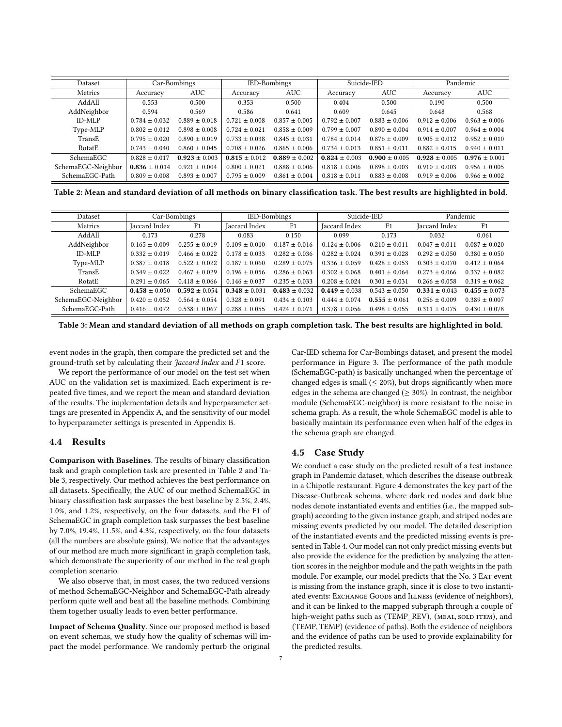| Dataset | Car-Bombings | | IED-Bombings | | Suicide-IED | | Pandemic | |
|---|---|---|---|---|---|---|---|---|
| Metrics | Accuracy | AUC | Accuracy | AUC | Accuracy | AUC | Accuracy | AUC |
| AddAll | 0.553 | 0.500 | 0.353 | 0.500 | 0.404 | 0.500 | 0.190 | 0.500 |
| AddNeighbor | 0.594 | 0.569 | 0.586 | 0.641 | 0.609 | 0.645 | 0.648 | 0.568 |
| ID-MLP | 0.784 ± 0.032 | 0.889 ± 0.018 | 0.721 ± 0.008 | 0.857 ± 0.005 | 0.792 ± 0.007 | 0.883 ± 0.006 | 0.912 ± 0.006 | 0.963 ± 0.006 |
| Type-MLP | 0.802 ± 0.012 | 0.898 ± 0.008 | 0.724 ± 0.021 | 0.858 ± 0.009 | 0.799 ± 0.007 | 0.890 ± 0.004 | 0.914 ± 0.007 | 0.964 ± 0.004 |
| TransE | 0.795 ± 0.020 | 0.890 ± 0.019 | 0.733 ± 0.038 | 0.845 ± 0.031 | 0.784 ± 0.014 | 0.876 ± 0.009 | 0.905 ± 0.012 | 0.952 ± 0.010 |
| RotatE | 0.743 ± 0.040 | 0.860 ± 0.045 | 0.708 ± 0.026 | 0.865 ± 0.006 | 0.734 ± 0.013 | 0.851 ± 0.011 | 0.882 ± 0.015 | 0.940 ± 0.011 |
| SchemaEGC | 0.828 ± 0.017 | **0.923** ± 0.003 | **0.815** ± 0.012 | **0.889** ± 0.002 | **0.824** ± 0.003 | **0.900** ± 0.005 | **0.928** ± 0.005 | **0.976** ± 0.001 |
| SchemaEGC-Neighbor | **0.836** ± 0.014 | 0.921 ± 0.004 | 0.800 ± 0.021 | 0.888 ± 0.006 | 0.818 ± 0.006 | 0.898 ± 0.003 | 0.910 ± 0.003 | 0.956 ± 0.005 |
| SchemaEGC-Path | 0.809 ± 0.008 | 0.893 ± 0.007 | 0.795 ± 0.009 | 0.861 ± 0.004 | 0.818 ± 0.011 | 0.883 ± 0.008 | 0.919 ± 0.006 | 0.966 ± 0.002 |

**Table 2: Mean and standard deviation of all methods on binary classification task. The best results are highlighted in bold.**

| Dataset | Car-Bombings | | IED-Bombings | | Suicide-IED | | Pandemic | |
|---|---|---|---|---|---|---|---|---|
| Metrics | Jaccard Index | F1 | Jaccard Index | F1 | Jaccard Index | F1 | Jaccard Index | F1 |
| AddAll | 0.173 | 0.278 | 0.083 | 0.150 | 0.099 | 0.173 | 0.032 | 0.061 |
| AddNeighbor | 0.165 ± 0.009 | 0.255 ± 0.019 | 0.109 ± 0.010 | 0.187 ± 0.016 | 0.124 ± 0.006 | 0.210 ± 0.011 | 0.047 ± 0.011 | 0.087 ± 0.020 |
| ID-MLP | 0.332 ± 0.019 | 0.466 ± 0.022 | 0.178 ± 0.033 | 0.282 ± 0.036 | 0.282 ± 0.024 | 0.391 ± 0.028 | 0.292 ± 0.050 | 0.380 ± 0.050 |
| Type-MLP | 0.387 ± 0.018 | 0.522 ± 0.022 | 0.187 ± 0.060 | 0.289 ± 0.075 | 0.336 ± 0.059 | 0.428 ± 0.053 | 0.303 ± 0.070 | 0.412 ± 0.064 |
| TransE | 0.349 ± 0.022 | 0.467 ± 0.029 | 0.196 ± 0.056 | 0.286 ± 0.063 | 0.302 ± 0.068 | 0.401 ± 0.064 | 0.273 ± 0.066 | 0.337 ± 0.082 |
| RotatE | 0.291 ± 0.065 | 0.418 ± 0.066 | 0.146 ± 0.037 | 0.235 ± 0.033 | 0.208 ± 0.024 | 0.301 ± 0.031 | 0.266 ± 0.058 | 0.319 ± 0.062 |
| SchemaEGC | **0.458** ± 0.050 | **0.592** ± 0.054 | **0.348** ± 0.031 | **0.483** ± 0.032 | **0.449** ± 0.038 | 0.543 ± 0.050 | **0.331** ± 0.043 | **0.455** ± 0.073 |
| SchemaEGC-Neighbor | 0.420 ± 0.052 | 0.564 ± 0.054 | 0.328 ± 0.091 | 0.434 ± 0.103 | 0.444 ± 0.074 | **0.555** ± 0.061 | 0.256 ± 0.009 | 0.389 ± 0.007 |
| SchemaEGC-Path | 0.416 ± 0.072 | 0.538 ± 0.067 | 0.288 ± 0.055 | 0.424 ± 0.071 | 0.378 ± 0.056 | 0.498 ± 0.055 | 0.311 ± 0.075 | 0.430 ± 0.078 |

**Table 3: Mean and standard deviation of all methods on graph completion task. The best results are highlighted in bold.**

event nodes in the graph, then compare the predicted set and the ground-truth set by calculating their *Jaccard Index* and *F*1 score.

We report the performance of our model on the test set when AUC on the validation set is maximized. Each experiment is repeated five times, and we report the mean and standard deviation of the results. The implementation details and hyperparameter settings are presented in Appendix A, and the sensitivity of our model to hyperparameter settings is presented in Appendix B.

## 4.4 Results

**Comparison with Baselines**. The results of binary classification task and graph completion task are presented in Table 2 and Table 3, respectively. Our method achieves the best performance on all datasets. Specifically, the AUC of our method SchemaEGC in binary classification task surpasses the best baseline by 2.5%, 2.4%, 1.0%, and 1.2%, respectively, on the four datasets, and the F1 of SchemaEGC in graph completion task surpasses the best baseline by 7.0%, 19.4%, 11.5%, and 4.3%, respectively, on the four datasets (all the numbers are absolute gains). We notice that the advantages of our method are much more significant in graph completion task, which demonstrate the superiority of our method in the real graph completion scenario.

We also observe that, in most cases, the two reduced versions of method SchemaEGC-Neighbor and SchemaEGC-Path already perform quite well and beat all the baseline methods. Combining them together usually leads to even better performance.

**Impact of Schema Quality**. Since our proposed method is based on event schemas, we study how the quality of schemas will impact the model performance. We randomly perturb the original Car-IED schema for Car-Bombings dataset, and present the model performance in Figure 3. The performance of the path module (SchemaEGC-path) is basically unchanged when the percentage of changed edges is small ($\leq 20\%$), but drops significantly when more edges in the schema are changed ($\geq 30\%$). In contrast, the neighbor module (SchemaEGC-neighbor) is more resistant to the noise in schema graph. As a result, the whole SchemaEGC model is able to basically maintain its performance even when half of the edges in the schema graph are changed.

## 4.5 Case Study

We conduct a case study on the predicted result of a test instance graph in Pandemic dataset, which describes the disease outbreak in a Chipotle restaurant. Figure 4 demonstrates the key part of the Disease-Outbreak schema, where dark red nodes and dark blue nodes denote instantiated events and entities (i.e., the mapped subgraph) according to the given instance graph, and striped nodes are missing events predicted by our model. The detailed description of the instantiated events and the predicted missing events is presented in Table 4. Our model can not only predict missing events but also provide the evidence for the prediction by analyzing the attention scores in the neighbor module and the path weights in the path module. For example, our model predicts that the No. 3 Eat event is missing from the instance graph, since it is close to two instantiated events: Exchange Goods and Illness (evidence of neighbors), and it can be linked to the mapped subgraph through a couple of high-weight paths such as (TEMP_REV), (meal, sold item), and (TEMP, TEMP) (evidence of paths). Both the evidence of neighbors and the evidence of paths can be used to provide explainability for the predicted results.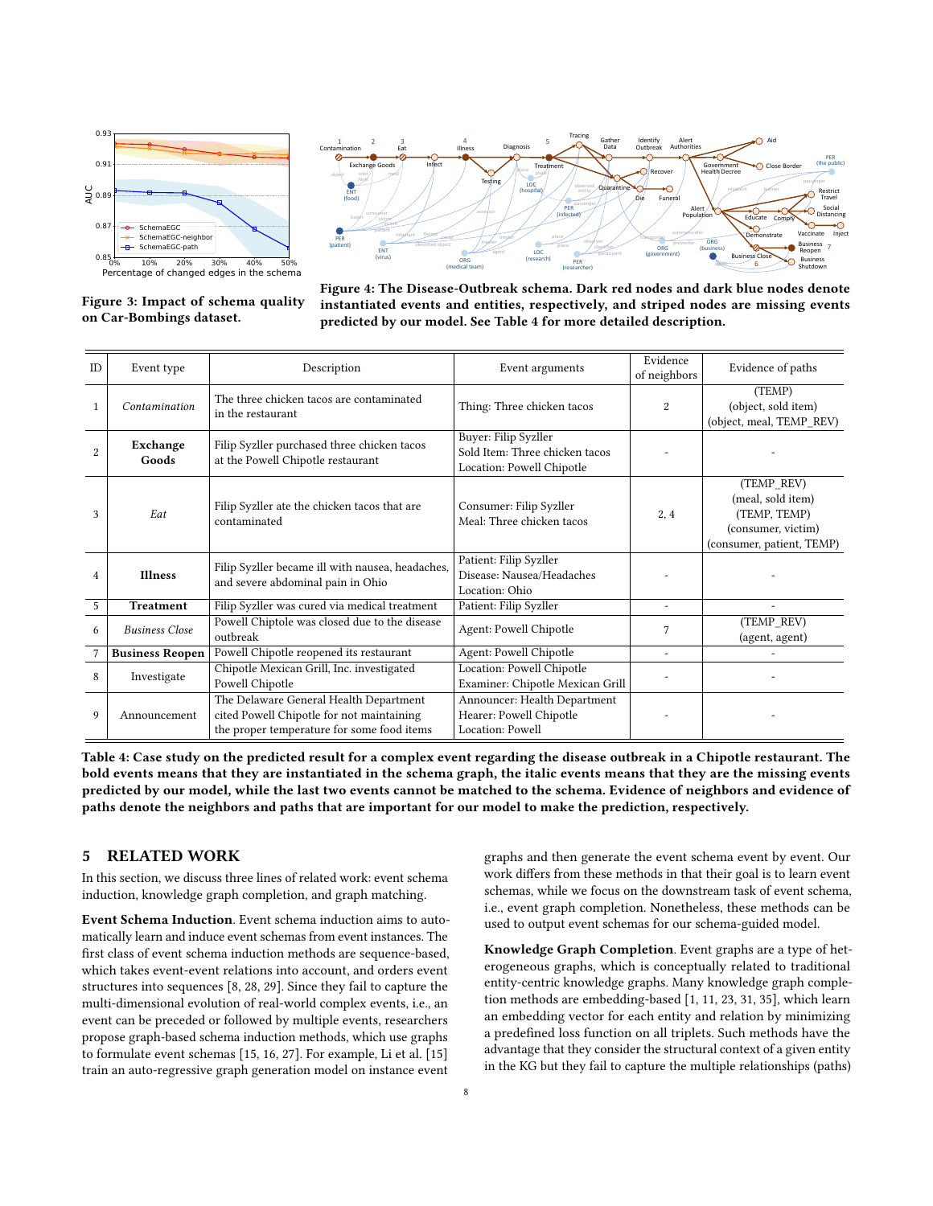Figure 3: Impact of schema quality on Car-Bombings dataset.

Figure 4: The Disease-Outbreak schema. Dark red nodes and dark blue nodes denote instantiated events and entities, respectively, and striped nodes are missing events predicted by our model. See Table 4 for more detailed description.

| ID | Event type | Description | Event arguments | Evidence of neighbors | Evidence of paths |
|---|---|---|---|---|---|
| 1 | *Contamination* | The three chicken tacos are contaminated in the restaurant | Thing: Three chicken tacos | 2 | (TEMP) (object, sold item) (object, meal, TEMP_REV) |
| 2 | **Exchange Goods** | Filip Syzler purchased three chicken tacos at the Powell Chipotle restaurant | Buyer: Filip Syzler Sold Item: Three chicken tacos Location: Powell Chipotle | - | - |
| 3 | *Eat* | Filip Syzler ate the chicken tacos that are contaminated | Consumer: Filip Syzler Meal: Three chicken tacos | 2, 4 | (TEMP_REV) (meal, sold item) (TEMP, TEMP) (consumer, victim) (consumer, patient, TEMP) |
| 4 | **Illness** | Filip Syzler became ill with nausea, headaches, and severe abdominal pain in Ohio | Patient: Filip Syzler Disease: Nausea/Headaches Location: Ohio | - | - |
| 5 | **Treatment** | Filip Syzler was cured via medical treatment | Patient: Filip Syzler | - | - |
| 6 | *Business Close* | Powell Chiptole was closed due to the disease outbreak | Agent: Powell Chipotle | 7 | (TEMP_REV) (agent, agent) |
| 7 | **Business Reopen** | Powell Chipotle reopened its restaurant | Agent: Powell Chipotle | - | - |
| 8 | Investigate | Chipotle Mexican Grill, Inc. investigated Powell Chipotle | Location: Powell Chipotle Examiner: Chipotle Mexican Grill | - | - |
| 9 | Announcement | The Delaware General Health Department cited Powell Chipotle for not maintaining the proper temperature for some food items | Announcer: Health Department Hearer: Powell Chipotle Location: Powell | - | - |

Table 4: Case study on the predicted result for a complex event regarding the disease outbreak in a Chipotle restaurant. The bold events means that they are instantiated in the schema graph, the italic events means that they are the missing events predicted by our model, while the last two events cannot be matched to the schema. Evidence of neighbors and evidence of paths denote the neighbors and paths that are important for our model to make the prediction, respectively.

## 5 RELATED WORK

In this section, we discuss three lines of related work: event schema induction, knowledge graph completion, and graph matching.

**Event Schema Induction**. Event schema induction aims to automatically learn and induce event schemas from event instances. The first class of event schema induction methods are sequence-based, which takes event-event relations into account, and orders event structures into sequences [8, 28, 29]. Since they fail to capture the multi-dimensional evolution of real-world complex events, i.e., an event can be preceded or followed by multiple events, researchers propose graph-based schema induction methods, which use graphs to formulate event schemas [15, 16, 27]. For example, Li et al. [15] train an auto-regressive graph generation model on instance event graphs and then generate the event schema event by event. Our work differs from these methods in that their goal is to learn event schemas, while we focus on the downstream task of event schema, i.e., event graph completion. Nonetheless, these methods can be used to output event schemas for our schema-guided model.

**Knowledge Graph Completion**. Event graphs are a type of heterogeneous graphs, which is conceptually related to traditional entity-centric knowledge graphs. Many knowledge graph completion methods are embedding-based [1, 11, 23, 31, 35], which learn an embedding vector for each entity and relation by minimizing a predefined loss function on all triplets. Such methods have the advantage that they consider the structural context of a given entity in the KG but they fail to capture the multiple relationships (paths)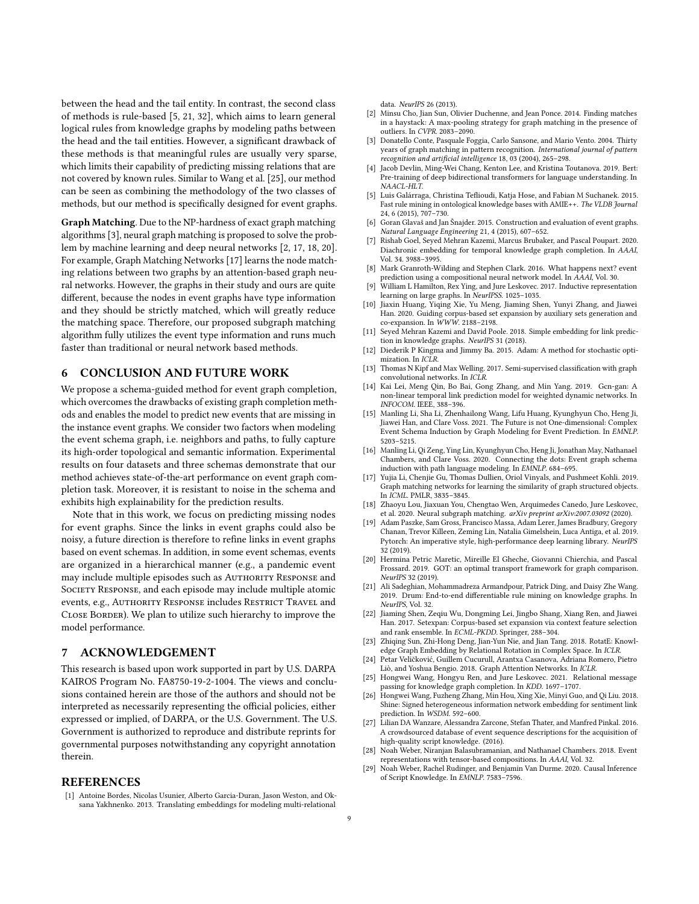between the head and the tail entity. In contrast, the second class of methods is rule-based [5, 21, 32], which aims to learn general logical rules from knowledge graphs by modeling paths between the head and the tail entities. However, a significant drawback of these methods is that meaningful rules are usually very sparse, which limits their capability of predicting missing relations that are not covered by known rules. Similar to Wang et al. [25], our method can be seen as combining the methodology of the two classes of methods, but our method is specifically designed for event graphs.

**Graph Matching**. Due to the NP-hardness of exact graph matching algorithms [3], neural graph matching is proposed to solve the problem by machine learning and deep neural networks [2, 17, 18, 20]. For example, Graph Matching Networks [17] learns the node matching relations between two graphs by an attention-based graph neural networks. However, the graphs in their study and ours are quite different, because the nodes in event graphs have type information and they should be strictly matched, which will greatly reduce the matching space. Therefore, our proposed subgraph matching algorithm fully utilizes the event type information and runs much faster than traditional or neural network based methods.

## 6 CONCLUSION AND FUTURE WORK

We propose a schema-guided method for event graph completion, which overcomes the drawbacks of existing graph completion methods and enables the model to predict new events that are missing in the instance event graphs. We consider two factors when modeling the event schema graph, i.e. neighbors and paths, to fully capture its high-order topological and semantic information. Experimental results on four datasets and three schemas demonstrate that our method achieves state-of-the-art performance on event graph completion task. Moreover, it is resistant to noise in the schema and exhibits high explainability for the prediction results.

Note that in this work, we focus on predicting missing nodes for event graphs. Since the links in event graphs could also be noisy, a future direction is therefore to refine links in event graphs based on event schemas. In addition, in some event schemas, events are organized in a hierarchical manner (e.g., a pandemic event may include multiple episodes such as Authority Response and Society Response, and each episode may include multiple atomic events, e.g., Authority Response includes Restrict Travel and Close Border). We plan to utilize such hierarchy to improve the model performance.

## 7 ACKNOWLEDGEMENT

This research is based upon work supported in part by U.S. DARPA KAIROS Program No. FA8750-19-2-1004. The views and conclusions contained herein are those of the authors and should not be interpreted as necessarily representing the official policies, either expressed or implied, of DARPA, or the U.S. Government. The U.S. Government is authorized to reproduce and distribute reprints for governmental purposes notwithstanding any copyright annotation therein.

## REFERENCES

[1] Antoine Bordes, Nicolas Usunier, Alberto Garcia-Duran, Jason Weston, and Oksana Yakhnenko. 2013. Translating embeddings for modeling multi-relational data. *NeurIPS* 26 (2013).

[2] Minsu Cho, Jian Sun, Olivier Duchenne, and Jean Ponce. 2014. Finding matches in a haystack: A max-pooling strategy for graph matching in the presence of outliers. In *CVPR*. 2083–2090.

[3] Donatello Conte, Pasquale Foggia, Carlo Sansone, and Mario Vento. 2004. Thirty years of graph matching in pattern recognition. *International journal of pattern recognition and artificial intelligence* 18, 03 (2004), 265–298.

[4] Jacob Devlin, Ming-Wei Chang, Kenton Lee, and Kristina Toutanova. 2019. Bert: Pre-training of deep bidirectional transformers for language understanding. In *NAACL-HLT*.

[5] Luis Galárraga, Christina Teflioudi, Katja Hose, and Fabian M Suchanek. 2015. Fast rule mining in ontological knowledge bases with AMIE++. *The VLDB Journal* 24, 6 (2015), 707–730.

[6] Goran Glavaš and Jan Šnajder. 2015. Construction and evaluation of event graphs. *Natural Language Engineering* 21, 4 (2015), 607–652.

[7] Rishab Goel, Seyed Mehran Kazemi, Marcus Brubaker, and Pascal Poupart. 2020. Diachronic embedding for temporal knowledge graph completion. In *AAAI*, Vol. 34. 3988–3995.

[8] Mark Granroth-Wilding and Stephen Clark. 2016. What happens next? event prediction using a compositional neural network model. In *AAAI*, Vol. 30.

[9] William L Hamilton, Rex Ying, and Jure Leskovec. 2017. Inductive representation learning on large graphs. In *NeurIPSS*. 1025–1035.

[10] Jiaxin Huang, Yiqing Xie, Yu Meng, Jiaming Shen, Yunyi Zhang, and Jiawei Han. 2020. Guiding corpus-based set expansion by auxiliary sets generation and co-expansion. In *WWW*. 2188–2198.

[11] Seyed Mehran Kazemi and David Poole. 2018. Simple embedding for link prediction in knowledge graphs. *NeurIPS* 31 (2018).

[12] Diederik P Kingma and Jimmy Ba. 2015. Adam: A method for stochastic optimization. In *ICLR*.

[13] Thomas N Kipf and Max Welling. 2017. Semi-supervised classification with graph convolutional networks. In *ICLR*.

[14] Kai Lei, Meng Qin, Bo Bai, Gong Zhang, and Min Yang. 2019. Gcn-gan: A non-linear temporal link prediction model for weighted dynamic networks. In *INFOCOM*. IEEE, 388–396.

[15] Manling Li, Sha Li, Zhenhailong Wang, Lifu Huang, Kyunghyun Cho, Heng Ji, Jiawei Han, and Clare Voss. 2021. The Future is not One-dimensional: Complex Event Schema Induction by Graph Modeling for Event Prediction. In *EMNLP*. 5203–5215.

[16] Manling Li, Qi Zeng, Ying Lin, Kyunghyun Cho, Heng Ji, Jonathan May, Nathanael Chambers, and Clare Voss. 2020. Connecting the dots: Event graph schema induction with path language modeling. In *EMNLP*. 684–695.

[17] Yujia Li, Chenjie Gu, Thomas Dullien, Oriol Vinyals, and Pushmeet Kohli. 2019. Graph matching networks for learning the similarity of graph structured objects. In *ICML*. PMLR, 3835–3845.

[18] Zhaoyu Lou, Jiaxuan You, Chengtao Wen, Arquimedes Canedo, Jure Leskovec, et al. 2020. Neural subgraph matching. *arXiv preprint arXiv:2007.03092* (2020).

[19] Adam Paszke, Sam Gross, Francisco Massa, Adam Lerer, James Bradbury, Gregory Chanan, Trevor Killeen, Zeming Lin, Natalia Gimelshein, Luca Antiga, et al. 2019. Pytorch: An imperative style, high-performance deep learning library. *NeurIPS* 32 (2019).

[20] Hermina Petric Maretic, Mireille El Gheche, Giovanni Chierchia, and Pascal Frossard. 2019. GOT: an optimal transport framework for graph comparison. *NeurIPS* 32 (2019).

[21] Ali Sadeghian, Mohammadreza Armandpour, Patrick Ding, and Daisy Zhe Wang. 2019. Drum: End-to-end differentiable rule mining on knowledge graphs. In *NeurIPS*, Vol. 32.

[22] Jiaming Shen, Zeqiu Wu, Dongming Lei, Jingbo Shang, Xiang Ren, and Jiawei Han. 2017. Setexpan: Corpus-based set expansion via context feature selection and rank ensemble. In *ECML-PKDD*. Springer, 288–304.

[23] Zhiqing Sun, Zhi-Hong Deng, Jian-Yun Nie, and Jian Tang. 2018. RotatE: Knowledge Graph Embedding by Relational Rotation in Complex Space. In *ICLR*.

[24] Petar Veličković, Guillem Cucurull, Arantxa Casanova, Adriana Romero, Pietro Liò, and Yoshua Bengio. 2018. Graph Attention Networks. In *ICLR*.

[25] Hongwei Wang, Hongyu Ren, and Jure Leskovec. 2021. Relational message passing for knowledge graph completion. In *KDD*. 1697–1707.

[26] Hongwei Wang, Fuzheng Zhang, Min Hou, Xing Xie, Minyi Guo, and Qi Liu. 2018. Shine: Signed heterogeneous information network embedding for sentiment link prediction. In *WSDM*. 592–600.

[27] Lilian DA Wanzare, Alessandra Zarcone, Stefan Thater, and Manfred Pinkal. 2016. A crowdsourced database of event sequence descriptions for the acquisition of high-quality script knowledge. (2016).

[28] Noah Weber, Niranjan Balasubramanian, and Nathanael Chambers. 2018. Event representations with tensor-based compositions. In *AAAI*, Vol. 32.

[29] Noah Weber, Rachel Rudinger, and Benjamin Van Durme. 2020. Causal Inference of Script Knowledge. In *EMNLP*. 7583–7596.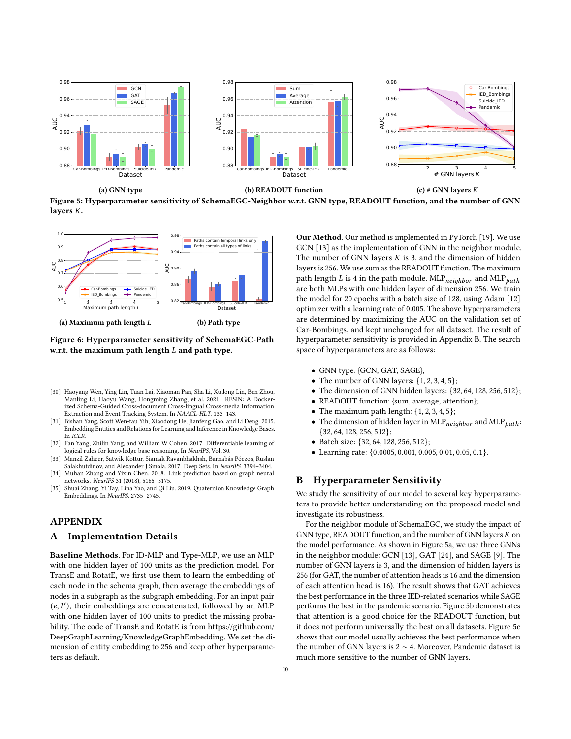(a) GNN type

(b) READOUT function

(c) # GNN layers $K$

**Figure 5: Hyperparameter sensitivity of SchemaEGC-Neighbor w.r.t. GNN type, READOUT function, and the number of GNN layers $K$.**

(a) Maximum path length $L$

(b) Path type

**Figure 6: Hyperparameter sensitivity of SchemaEGC-Path w.r.t. the maximum path length $L$ and path type.**

[30] Haoyang Wen, Ying Lin, Tuan Lai, Xiaoman Pan, Sha Li, Xudong Lin, Ben Zhou, Manling Li, Haoyu Wang, Hongming Zhang, et al. 2021. RESIN: A Dockerized Schema-Guided Cross-document Cross-lingual Cross-media Information Extraction and Event Tracking System. In *NAACL-HLT*. 133–143.

[31] Bishan Yang, Scott Wen-tau Yih, Xiaodong He, Jianfeng Gao, and Li Deng. 2015. Embedding Entities and Relations for Learning and Inference in Knowledge Bases. In *ICLR*.

[32] Fan Yang, Zhilin Yang, and William W Cohen. 2017. Differentiable learning of logical rules for knowledge base reasoning. In *NeurIPS*, Vol. 30.

[33] Manzil Zaheer, Satwik Kottur, Siamak Ravanbhakhsh, Barnabás Póczos, Ruslan Salakhutdinov, and Alexander J Smola. 2017. Deep Sets. In *NeurIPS*. 3394–3404.

[34] Muhan Zhang and Yixin Chen. 2018. Link prediction based on graph neural networks. *NeurIPS* 31 (2018), 5165–5175.

[35] Shuai Zhang, Yi Tay, Lina Yao, and Qi Liu. 2019. Quaternion Knowledge Graph Embeddings. In *NeurIPS*. 2735–2745.

# APPENDIX

## A Implementation Details

**Baseline Methods**. For ID-MLP and Type-MLP, we use an MLP with one hidden layer of 100 units as the prediction model. For TransE and RotatE, we first use them to learn the embedding of each node in the schema graph, then average the embeddings of nodes in a subgraph as the subgraph embedding. For an input pair $(e, I')$, their embeddings are concatenated, followed by an MLP with one hidden layer of 100 units to predict the missing probability. The code of TransE and RotatE is from https://github.com/DeepGraphLearning/KnowledgeGraphEmbedding. We set the dimension of entity embedding to 256 and keep other hyperparameters as default.

**Our Method**. Our method is implemented in PyTorch [19]. We use GCN [13] as the implementation of GNN in the neighbor module. The number of GNN layers $K$ is 3, and the dimension of hidden layers is 256. We use sum as the READOUT function. The maximum path length $L$ is 4 in the path module. $\text{MLP}_{neighbor}$ and $\text{MLP}_{path}$ are both MLPs with one hidden layer of dimension 256. We train the model for 20 epochs with a batch size of 128, using Adam [12] optimizer with a learning rate of 0.005. The above hyperparameters are determined by maximizing the AUC on the validation set of Car-Bombings, and kept unchanged for all dataset. The result of hyperparameter sensitivity is provided in Appendix B. The search space of hyperparameters are as follows:

- GNN type: {GCN, GAT, SAGE};
- The number of GNN layers: {1, 2, 3, 4, 5};
- The dimension of GNN hidden layers: {32, 64, 128, 256, 512};
- READOUT function: {sum, average, attention};
- The maximum path length: {1, 2, 3, 4, 5};
- The dimension of hidden layer in $\text{MLP}_{neighbor}$ and $\text{MLP}_{path}$: {32, 64, 128, 256, 512};
- Batch size: {32, 64, 128, 256, 512};
- Learning rate: {0.0005, 0.001, 0.005, 0.01, 0.05, 0.1}.

## B Hyperparameter Sensitivity

We study the sensitivity of our model to several key hyperparameters to provide better understanding on the proposed model and investigate its robustness.

For the neighbor module of SchemaEGC, we study the impact of GNN type, READOUT function, and the number of GNN layers $K$ on the model performance. As shown in Figure 5a, we use three GNNs in the neighbor module: GCN [13], GAT [24], and SAGE [9]. The number of GNN layers is 3, and the dimension of hidden layers is 256 (for GAT, the number of attention heads is 16 and the dimension of each attention head is 16). The result shows that GAT achieves the best performance in the three IED-related scenarios while SAGE performs the best in the pandemic scenario. Figure 5b demonstrates that attention is a good choice for the READOUT function, but it does not perform universally the best on all datasets. Figure 5c shows that our model usually achieves the best performance when the number of GNN layers is $2 \sim 4$. Moreover, Pandemic dataset is much more sensitive to the number of GNN layers.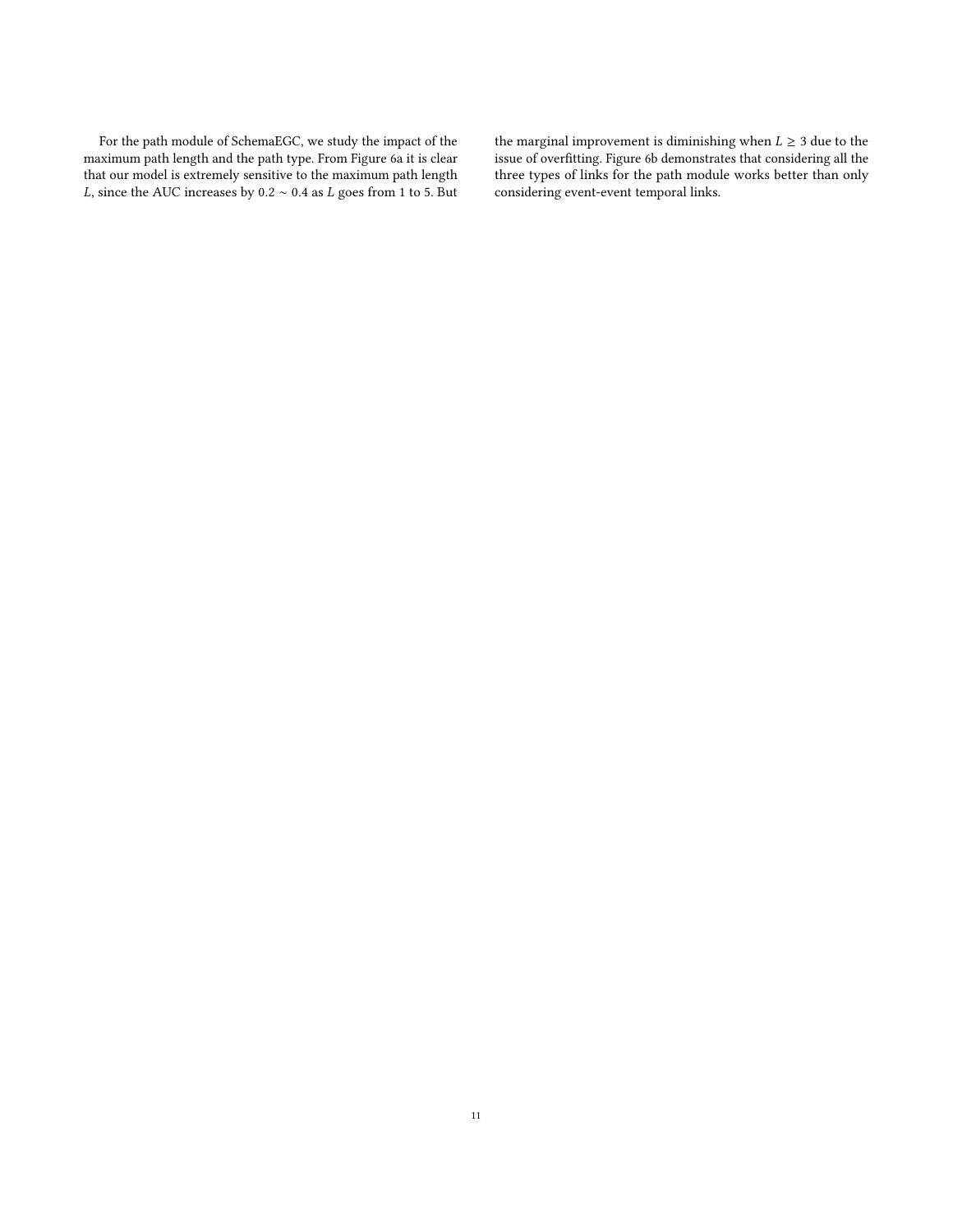For the path module of SchemaEGC, we study the impact of the maximum path length and the path type. From Figure 6a it is clear that our model is extremely sensitive to the maximum path length $L$, since the AUC increases by $0.2 \sim 0.4$ as $L$ goes from 1 to 5. But the marginal improvement is diminishing when $L \geq 3$ due to the issue of overfitting. Figure 6b demonstrates that considering all the three types of links for the path module works better than only considering event-event temporal links.